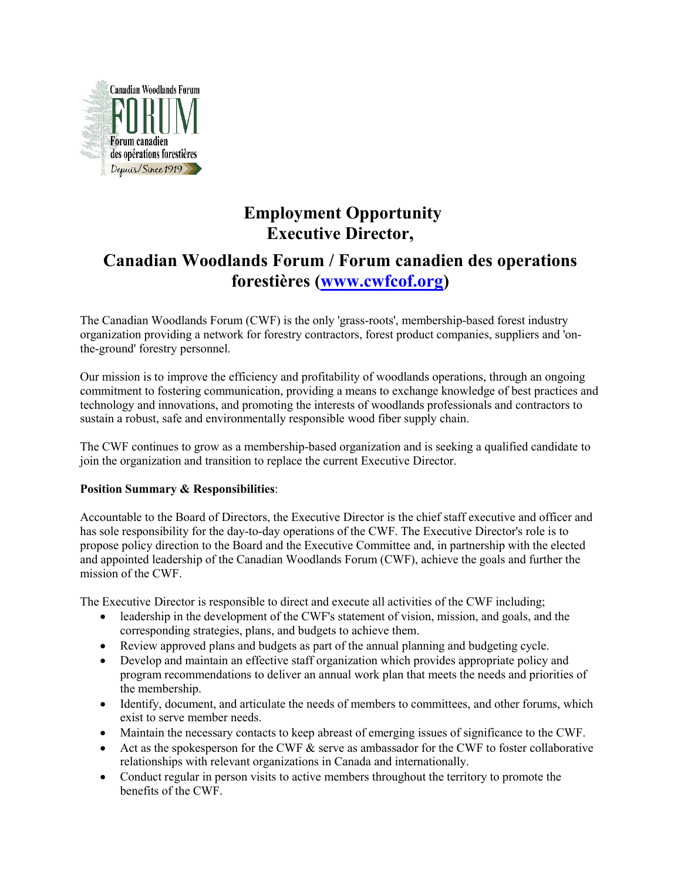Canadian Woodlands Forum

FORUM

Forum canadien des opérations forestières

Depuis/Since 1919

# Employment Opportunity
# Executive Director,

## Canadian Woodlands Forum / Forum canadien des operations forestières (www.cwfcof.org)

The Canadian Woodlands Forum (CWF) is the only 'grass-roots', membership-based forest industry organization providing a network for forestry contractors, forest product companies, suppliers and 'on-the-ground' forestry personnel.

Our mission is to improve the efficiency and profitability of woodlands operations, through an ongoing commitment to fostering communication, providing a means to exchange knowledge of best practices and technology and innovations, and promoting the interests of woodlands professionals and contractors to sustain a robust, safe and environmentally responsible wood fiber supply chain.

The CWF continues to grow as a membership-based organization and is seeking a qualified candidate to join the organization and transition to replace the current Executive Director.

**Position Summary & Responsibilities**:

Accountable to the Board of Directors, the Executive Director is the chief staff executive and officer and has sole responsibility for the day-to-day operations of the CWF. The Executive Director's role is to propose policy direction to the Board and the Executive Committee and, in partnership with the elected and appointed leadership of the Canadian Woodlands Forum (CWF), achieve the goals and further the mission of the CWF.

The Executive Director is responsible to direct and execute all activities of the CWF including;

- leadership in the development of the CWF's statement of vision, mission, and goals, and the corresponding strategies, plans, and budgets to achieve them.
- Review approved plans and budgets as part of the annual planning and budgeting cycle.
- Develop and maintain an effective staff organization which provides appropriate policy and program recommendations to deliver an annual work plan that meets the needs and priorities of the membership.
- Identify, document, and articulate the needs of members to committees, and other forums, which exist to serve member needs.
- Maintain the necessary contacts to keep abreast of emerging issues of significance to the CWF.
- Act as the spokesperson for the CWF & serve as ambassador for the CWF to foster collaborative relationships with relevant organizations in Canada and internationally.
- Conduct regular in person visits to active members throughout the territory to promote the benefits of the CWF.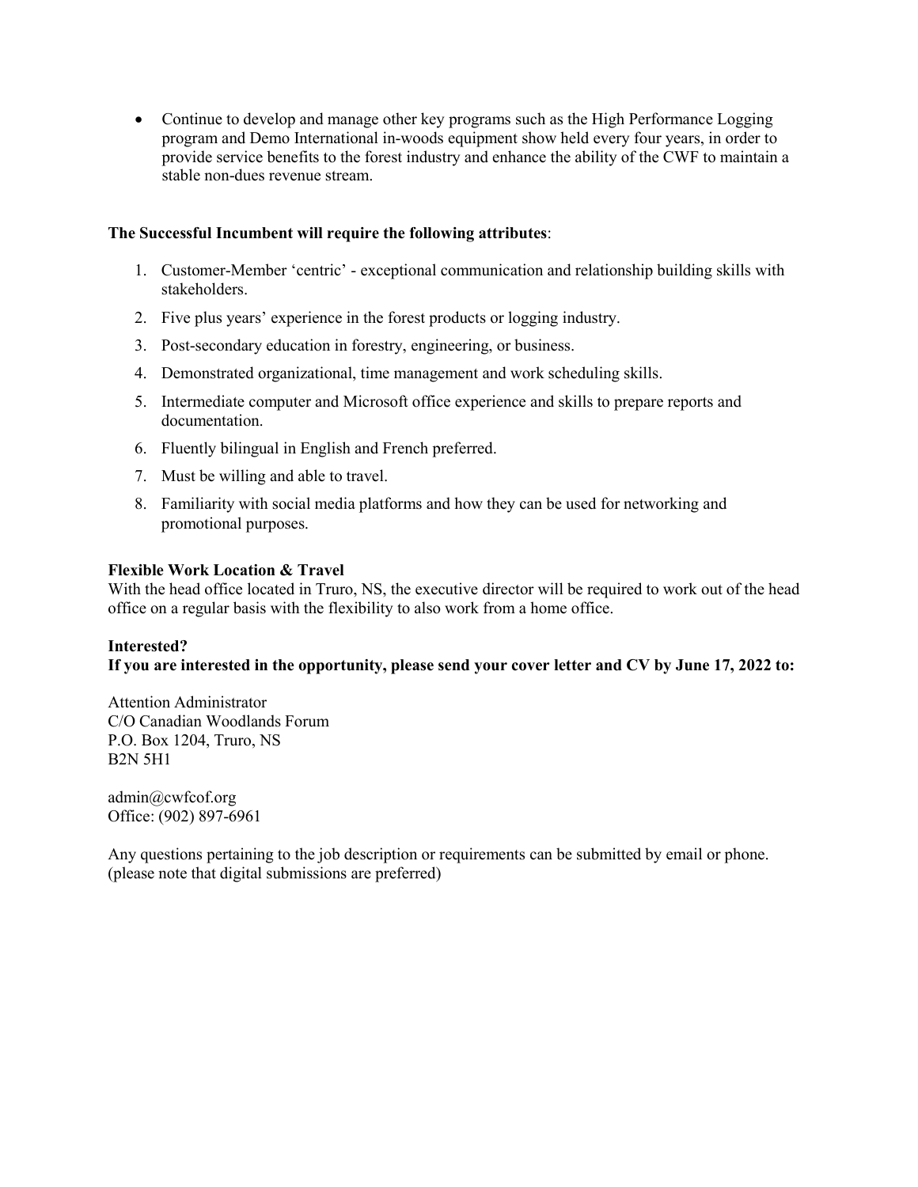- Continue to develop and manage other key programs such as the High Performance Logging program and Demo International in-woods equipment show held every four years, in order to provide service benefits to the forest industry and enhance the ability of the CWF to maintain a stable non-dues revenue stream.

**The Successful Incumbent will require the following attributes**:

1. Customer-Member 'centric' - exceptional communication and relationship building skills with stakeholders.
2. Five plus years' experience in the forest products or logging industry.
3. Post-secondary education in forestry, engineering, or business.
4. Demonstrated organizational, time management and work scheduling skills.
5. Intermediate computer and Microsoft office experience and skills to prepare reports and documentation.
6. Fluently bilingual in English and French preferred.
7. Must be willing and able to travel.
8. Familiarity with social media platforms and how they can be used for networking and promotional purposes.

**Flexible Work Location & Travel**

With the head office located in Truro, NS, the executive director will be required to work out of the head office on a regular basis with the flexibility to also work from a home office.

**Interested?**

**If you are interested in the opportunity, please send your cover letter and CV by June 17, 2022 to:**

Attention Administrator
C/O Canadian Woodlands Forum
P.O. Box 1204, Truro, NS
B2N 5H1

admin@cwfcof.org
Office: (902) 897-6961

Any questions pertaining to the job description or requirements can be submitted by email or phone. (please note that digital submissions are preferred)